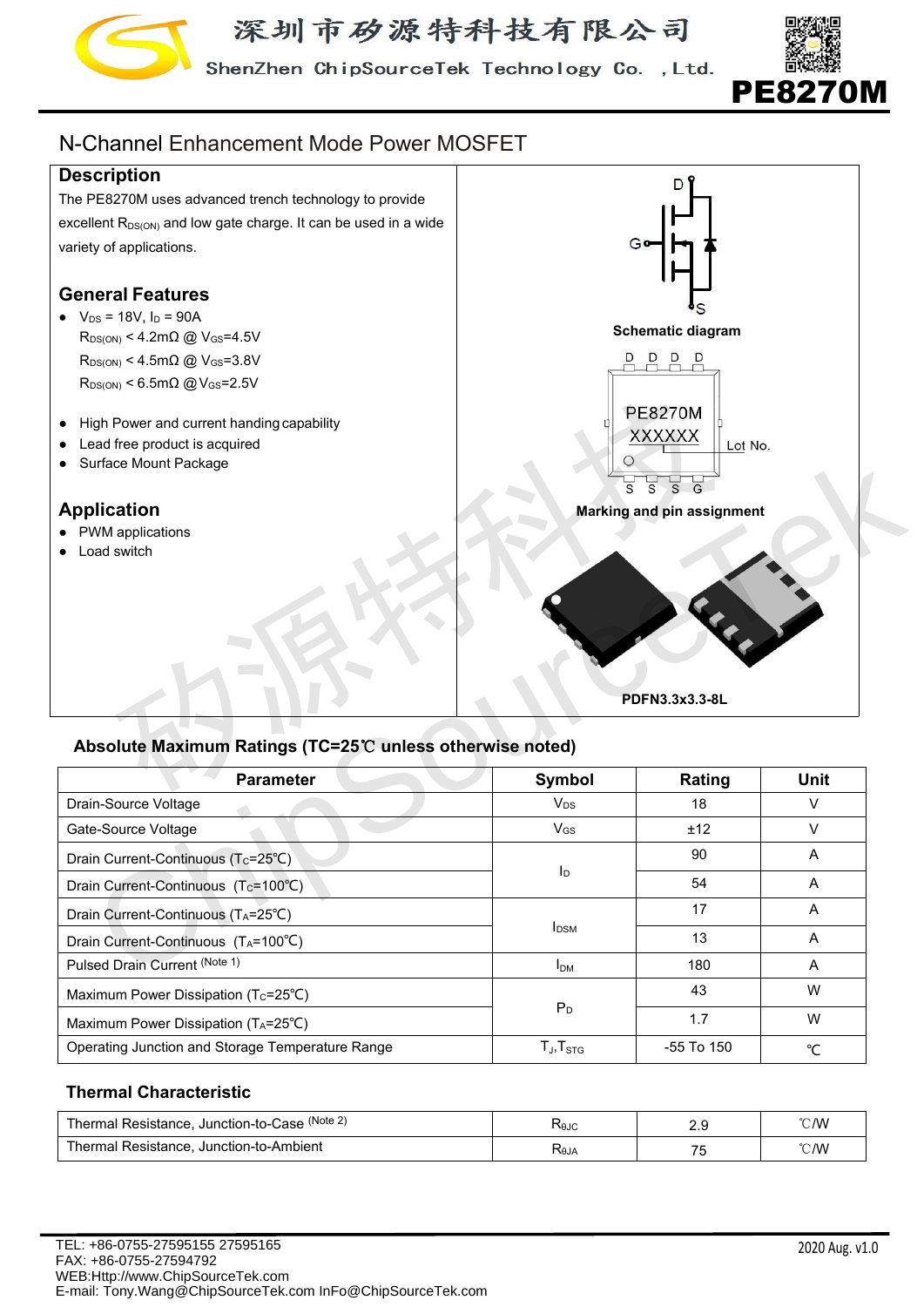深圳市矽源特科技有限公司

ShenZhen ChipSourceTek Technology Co. ,Ltd.

# PE8270M

## N-Channel Enhancement Mode Power MOSFET

### Description

The PE8270M uses advanced trench technology to provide excellent $R_{DS(ON)}$ and low gate charge. It can be used in a wide variety of applications.

### General Features

- $V_{DS}$ = 18V, $I_D$ = 90A
  $R_{DS(ON)}$ < 4.2mΩ @ $V_{GS}$=4.5V
  $R_{DS(ON)}$ < 4.5mΩ @ $V_{GS}$=3.8V
  $R_{DS(ON)}$ < 6.5mΩ @ $V_{GS}$=2.5V
- High Power and current handing capability
- Lead free product is acquired
- Surface Mount Package

### Application

- PWM applications
- Load switch

Schematic diagram

Marking and pin assignment

PE8270M
XXXXXX
Lot No.

PDFN3.3x3.3-8L

### Absolute Maximum Ratings (TC=25℃ unless otherwise noted)

| Parameter | Symbol | Rating | Unit |
|---|---|---|---|
| Drain-Source Voltage | $V_{DS}$ | 18 | V |
| Gate-Source Voltage | $V_{GS}$ | ±12 | V |
| Drain Current-Continuous ($T_C$=25℃) | $I_D$ | 90 | A |
| Drain Current-Continuous ($T_C$=100℃) | | 54 | A |
| Drain Current-Continuous ($T_A$=25℃) | $I_{DSM}$ | 17 | A |
| Drain Current-Continuous ($T_A$=100℃) | | 13 | A |
| Pulsed Drain Current (Note 1) | $I_{DM}$ | 180 | A |
| Maximum Power Dissipation ($T_C$=25℃) | $P_D$ | 43 | W |
| Maximum Power Dissipation ($T_A$=25℃) | | 1.7 | W |
| Operating Junction and Storage Temperature Range | $T_J$,$T_{STG}$ | -55 To 150 | ℃ |

### Thermal Characteristic

| | | | |
|---|---|---|---|
| Thermal Resistance, Junction-to-Case (Note 2) | $R_{θJC}$ | 2.9 | ℃/W |
| Thermal Resistance, Junction-to-Ambient | $R_{θJA}$ | 75 | ℃/W |

TEL: +86-0755-27595155 27595165
FAX: +86-0755-27594792
WEB:Http://www.ChipSourceTek.com
E-mail: Tony.Wang@ChipSourceTek.com InFo@ChipSourceTek.com

2020 Aug. v1.0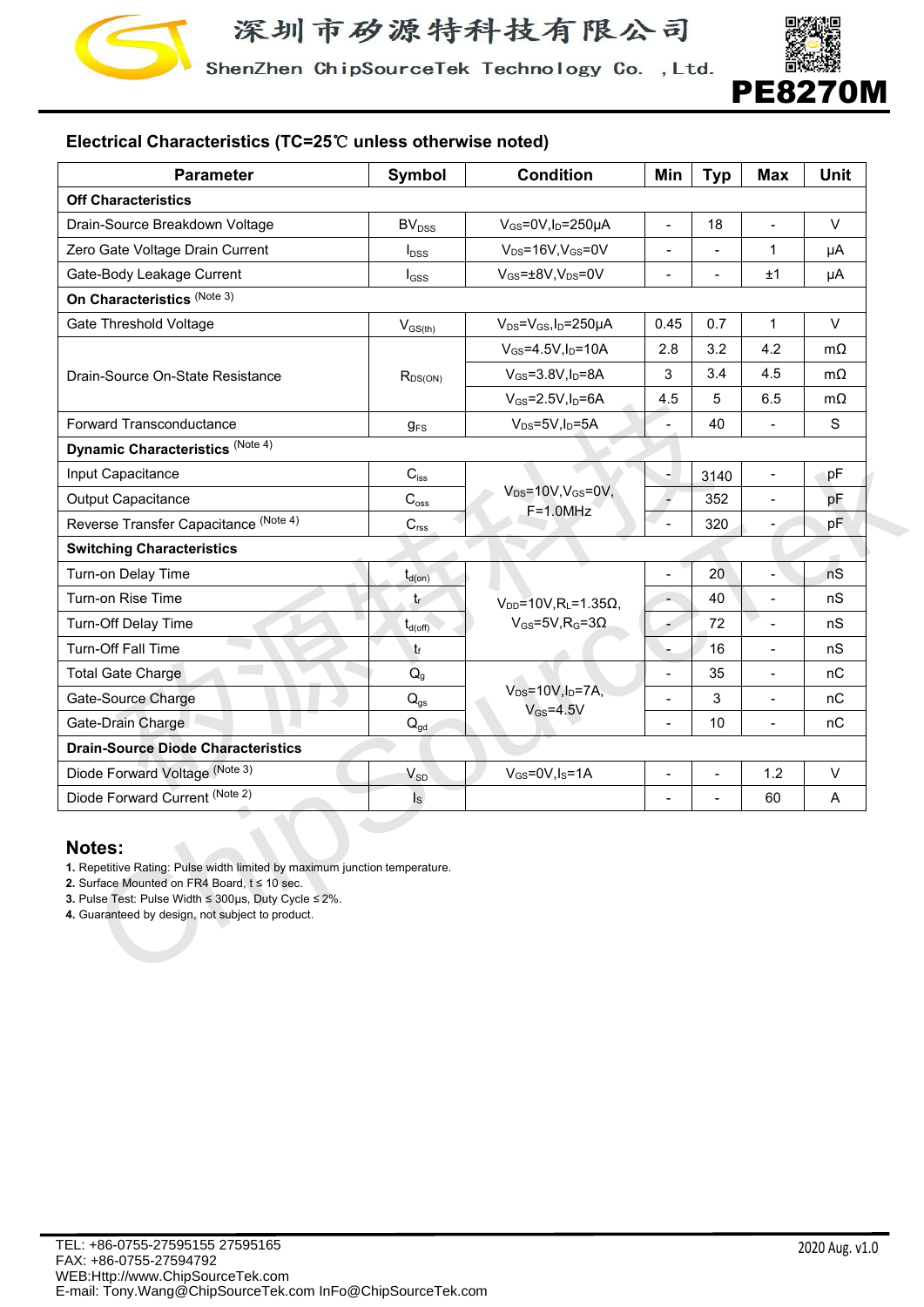## Electrical Characteristics (TC=25℃ unless otherwise noted)

| Parameter | Symbol | Condition | Min | Typ | Max | Unit |
|---|---|---|---|---|---|---|
| **Off Characteristics** | | | | | | |
| Drain-Source Breakdown Voltage | $BV_{DSS}$ | $V_{GS}$=0V,$I_D$=250μA | - | 18 | - | V |
| Zero Gate Voltage Drain Current | $I_{DSS}$ | $V_{DS}$=16V,$V_{GS}$=0V | - | - | 1 | μA |
| Gate-Body Leakage Current | $I_{GSS}$ | $V_{GS}$=±8V,$V_{DS}$=0V | - | - | ±1 | μA |
| **On Characteristics** (Note 3) | | | | | | |
| Gate Threshold Voltage | $V_{GS(th)}$ | $V_{DS}$=$V_{GS}$,$I_D$=250μA | 0.45 | 0.7 | 1 | V |
| Drain-Source On-State Resistance | $R_{DS(ON)}$ | $V_{GS}$=4.5V,$I_D$=10A | 2.8 | 3.2 | 4.2 | mΩ |
| | | $V_{GS}$=3.8V,$I_D$=8A | 3 | 3.4 | 4.5 | mΩ |
| | | $V_{GS}$=2.5V,$I_D$=6A | 4.5 | 5 | 6.5 | mΩ |
| Forward Transconductance | $g_{FS}$ | $V_{DS}$=5V,$I_D$=5A | - | 40 | - | S |
| **Dynamic Characteristics** (Note 4) | | | | | | |
| Input Capacitance | $C_{iss}$ | $V_{DS}$=10V,$V_{GS}$=0V, F=1.0MHz | - | 3140 | - | pF |
| Output Capacitance | $C_{oss}$ | | - | 352 | - | pF |
| Reverse Transfer Capacitance (Note 4) | $C_{rss}$ | | - | 320 | - | pF |
| **Switching Characteristics** | | | | | | |
| Turn-on Delay Time | $t_{d(on)}$ | $V_{DD}$=10V,$R_L$=1.35Ω, $V_{GS}$=5V,$R_G$=3Ω | - | 20 | - | nS |
| Turn-on Rise Time | $t_r$ | | - | 40 | - | nS |
| Turn-Off Delay Time | $t_{d(off)}$ | | - | 72 | - | nS |
| Turn-Off Fall Time | $t_f$ | | - | 16 | - | nS |
| Total Gate Charge | $Q_g$ | $V_{DS}$=10V,$I_D$=7A, $V_{GS}$=4.5V | - | 35 | - | nC |
| Gate-Source Charge | $Q_{gs}$ | | - | 3 | - | nC |
| Gate-Drain Charge | $Q_{gd}$ | | - | 10 | - | nC |
| **Drain-Source Diode Characteristics** | | | | | | |
| Diode Forward Voltage (Note 3) | $V_{SD}$ | $V_{GS}$=0V,$I_S$=1A | - | - | 1.2 | V |
| Diode Forward Current (Note 2) | $I_S$ | | - | - | 60 | A |

## Notes:

1. Repetitive Rating: Pulse width limited by maximum junction temperature.
2. Surface Mounted on FR4 Board, t ≤ 10 sec.
3. Pulse Test: Pulse Width ≤ 300μs, Duty Cycle ≤ 2%.
4. Guaranteed by design, not subject to product.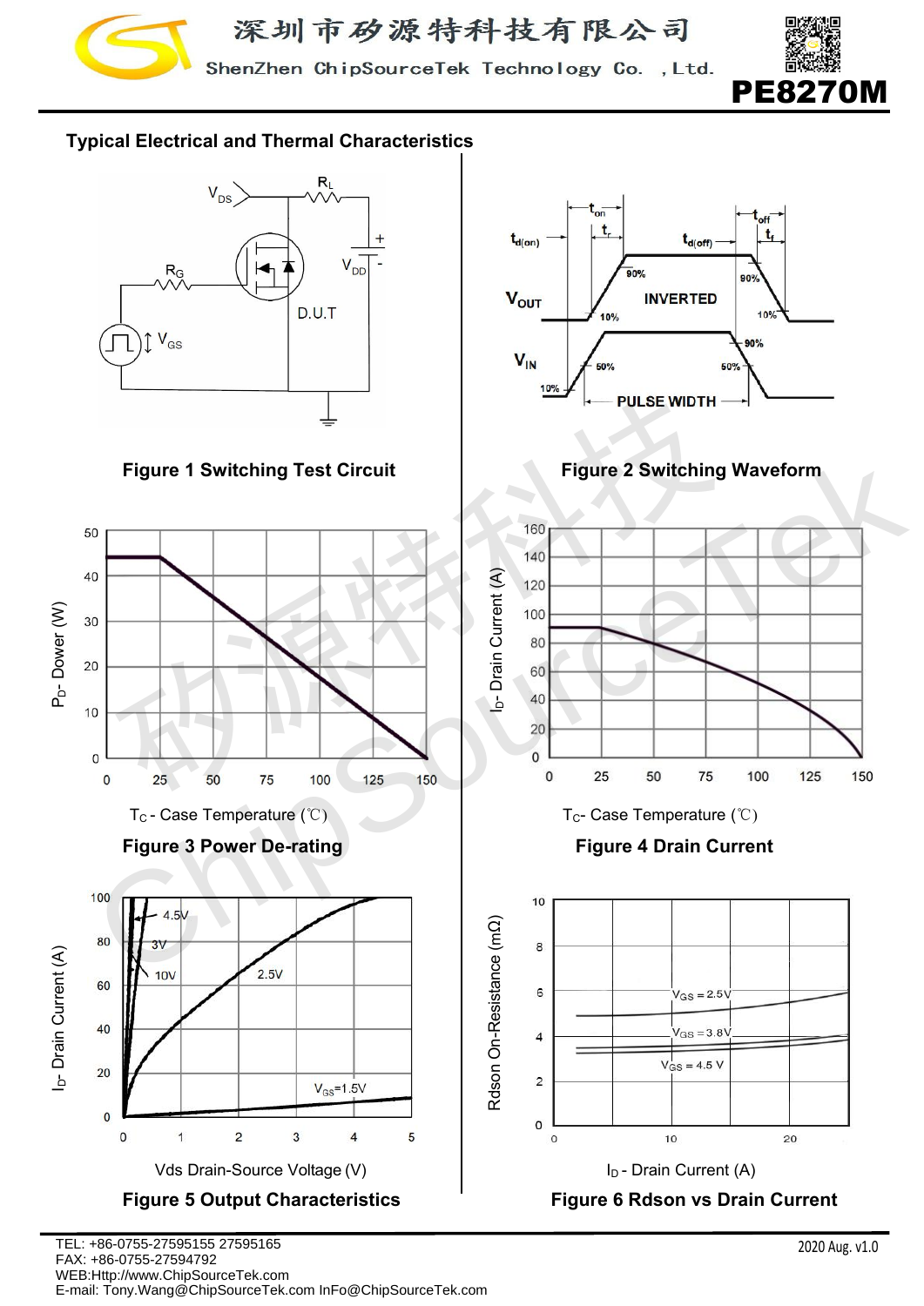## Typical Electrical and Thermal Characteristics

Figure 1 Switching Test Circuit

Figure 2 Switching Waveform

Figure 3 Power De-rating

Figure 4 Drain Current

Figure 5 Output Characteristics

Figure 6 Rdson vs Drain Current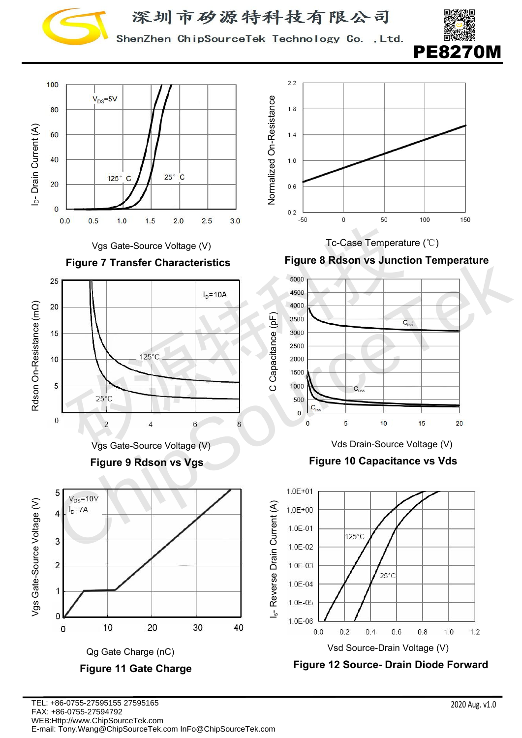**Figure 7 Transfer Characteristics**

**Figure 8 Rdson vs Junction Temperature**

**Figure 9 Rdson vs Vgs**

**Figure 10 Capacitance vs Vds**

**Figure 11 Gate Charge**

**Figure 12 Source- Drain Diode Forward**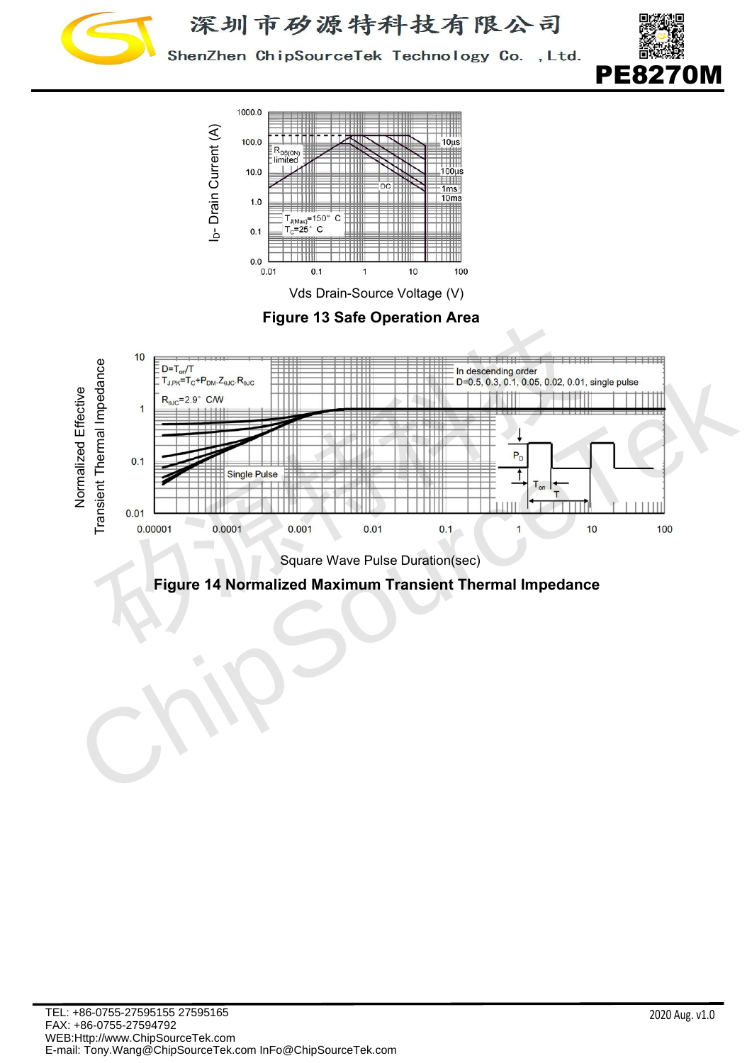**Figure 13 Safe Operation Area**

**Figure 14 Normalized Maximum Transient Thermal Impedance**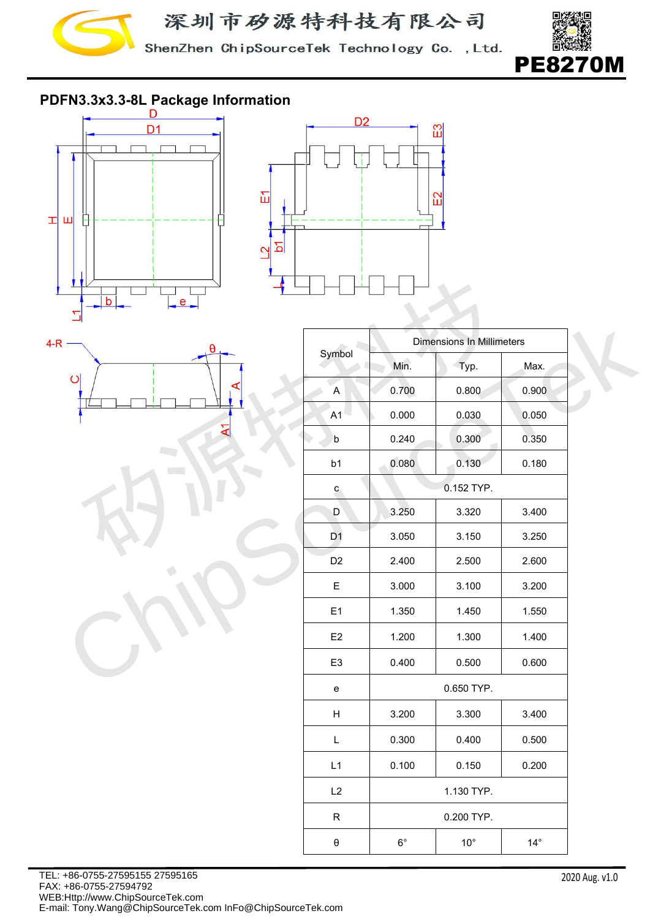## PDFN3.3x3.3-8L Package Information

D
D1
D2
E3
E1
E2
H
E
L2
b1
L1
b
e
4-R
θ
C
A
A1

| Symbol | Dimensions In Millimeters | | |
|---|---|---|---|
| | Min. | Typ. | Max. |
| A | 0.700 | 0.800 | 0.900 |
| A1 | 0.000 | 0.030 | 0.050 |
| b | 0.240 | 0.300 | 0.350 |
| b1 | 0.080 | 0.130 | 0.180 |
| c | 0.152 TYP. | | |
| D | 3.250 | 3.320 | 3.400 |
| D1 | 3.050 | 3.150 | 3.250 |
| D2 | 2.400 | 2.500 | 2.600 |
| E | 3.000 | 3.100 | 3.200 |
| E1 | 1.350 | 1.450 | 1.550 |
| E2 | 1.200 | 1.300 | 1.400 |
| E3 | 0.400 | 0.500 | 0.600 |
| e | 0.650 TYP. | | |
| H | 3.200 | 3.300 | 3.400 |
| L | 0.300 | 0.400 | 0.500 |
| L1 | 0.100 | 0.150 | 0.200 |
| L2 | 1.130 TYP. | | |
| R | 0.200 TYP. | | |
| θ | 6° | 10° | 14° |

TEL: +86-0755-27595155 27595165
FAX: +86-0755-27594792
WEB:Http://www.ChipSourceTek.com
E-mail: Tony.Wang@ChipSourceTek.com InFo@ChipSourceTek.com

2020 Aug. v1.0